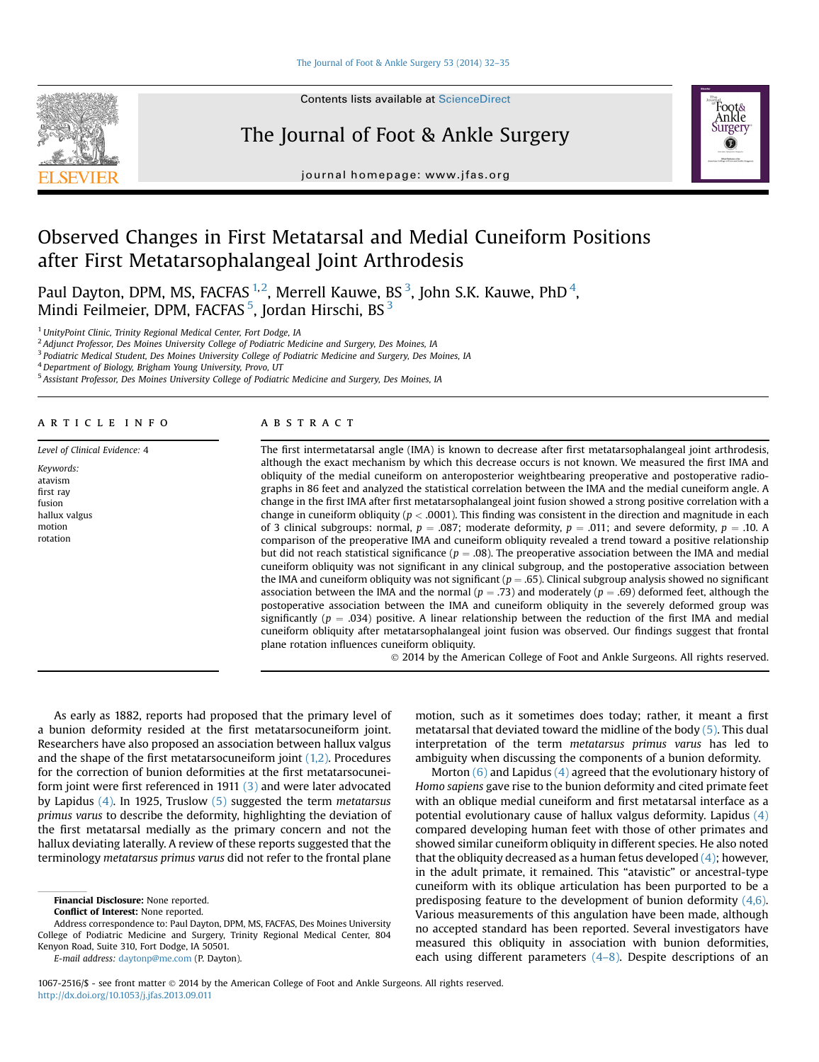# Observed Changes in First Metatarsal and Medial Cuneiform Positions after First Metatarsophalangeal Joint Arthrodesis

Paul Dayton, DPM, MS, FACFAS [1,2], Merrell Kauwe, BS [3], John S.K. Kauwe, PhD [4], Mindi Feilmeier, DPM, FACFAS [5], Jordan Hirschi, BS [3]

[1] UnityPoint Clinic, Trinity Regional Medical Center, Fort Dodge, IA
[2] Adjunct Professor, Des Moines University College of Podiatric Medicine and Surgery, Des Moines, IA
[3] Podiatric Medical Student, Des Moines University College of Podiatric Medicine and Surgery, Des Moines, IA
[4] Department of Biology, Brigham Young University, Provo, UT
[5] Assistant Professor, Des Moines University College of Podiatric Medicine and Surgery, Des Moines, IA

## ARTICLE INFO

*Level of Clinical Evidence:* 4

*Keywords:*
atavism
first ray
fusion
hallux valgus
motion
rotation

## ABSTRACT

The first intermetatarsal angle (IMA) is known to decrease after first metatarsophalangeal joint arthrodesis, although the exact mechanism by which this decrease occurs is not known. We measured the first IMA and obliquity of the medial cuneiform on anteroposterior weightbearing preoperative and postoperative radiographs in 86 feet and analyzed the statistical correlation between the IMA and the medial cuneiform angle. A change in the first IMA after first metatarsophalangeal joint fusion showed a strong positive correlation with a change in cuneiform obliquity ($p < .0001$). This finding was consistent in the direction and magnitude in each of 3 clinical subgroups: normal, $p = .087$; moderate deformity, $p = .011$; and severe deformity, $p = .10$. A comparison of the preoperative IMA and cuneiform obliquity revealed a trend toward a positive relationship but did not reach statistical significance ($p = .08$). The preoperative association between the IMA and medial cuneiform obliquity was not significant in any clinical subgroup, and the postoperative association between the IMA and cuneiform obliquity was not significant ($p = .65$). Clinical subgroup analysis showed no significant association between the IMA and the normal ($p = .73$) and moderately ($p = .69$) deformed feet, although the postoperative association between the IMA and cuneiform obliquity in the severely deformed group was significantly ($p = .034$) positive. A linear relationship between the reduction of the first IMA and medial cuneiform obliquity after metatarsophalangeal joint fusion was observed. Our findings suggest that frontal plane rotation influences cuneiform obliquity.

© 2014 by the American College of Foot and Ankle Surgeons. All rights reserved.

As early as 1882, reports had proposed that the primary level of a bunion deformity resided at the first metatarsocuneiform joint. Researchers have also proposed an association between hallux valgus and the shape of the first metatarsocuneiform joint (1,2). Procedures for the correction of bunion deformities at the first metatarsocuneiform joint were first referenced in 1911 (3) and were later advocated by Lapidus (4). In 1925, Truslow (5) suggested the term *metatarsus primus varus* to describe the deformity, highlighting the deviation of the first metatarsal medially as the primary concern and not the hallux deviating laterally. A review of these reports suggested that the terminology *metatarsus primus varus* did not refer to the frontal plane motion, such as it sometimes does today; rather, it meant a first metatarsal that deviated toward the midline of the body (5). This dual interpretation of the term *metatarsus primus varus* has led to ambiguity when discussing the components of a bunion deformity.

Morton (6) and Lapidus (4) agreed that the evolutionary history of *Homo sapiens* gave rise to the bunion deformity and cited primate feet with an oblique medial cuneiform and first metatarsal interface as a potential evolutionary cause of hallux valgus deformity. Lapidus (4) compared developing human feet with those of other primates and showed similar cuneiform obliquity in different species. He also noted that the obliquity decreased as a human fetus developed (4); however, in the adult primate, it remained. This "atavistic" or ancestral-type cuneiform with its oblique articulation has been purported to be a predisposing feature to the development of bunion deformity (4,6). Various measurements of this angulation have been made, although no accepted standard has been reported. Several investigators have measured this obliquity in association with bunion deformities, each using different parameters (4–8). Despite descriptions of an

**Financial Disclosure:** None reported.
**Conflict of Interest:** None reported.
Address correspondence to: Paul Dayton, DPM, MS, FACFAS, Des Moines University College of Podiatric Medicine and Surgery, Trinity Regional Medical Center, 804 Kenyon Road, Suite 310, Fort Dodge, IA 50501.
*E-mail address:* daytonp@me.com (P. Dayton).

1067-2516/$ - see front matter © 2014 by the American College of Foot and Ankle Surgeons. All rights reserved.
http://dx.doi.org/10.1053/j.jfas.2013.09.011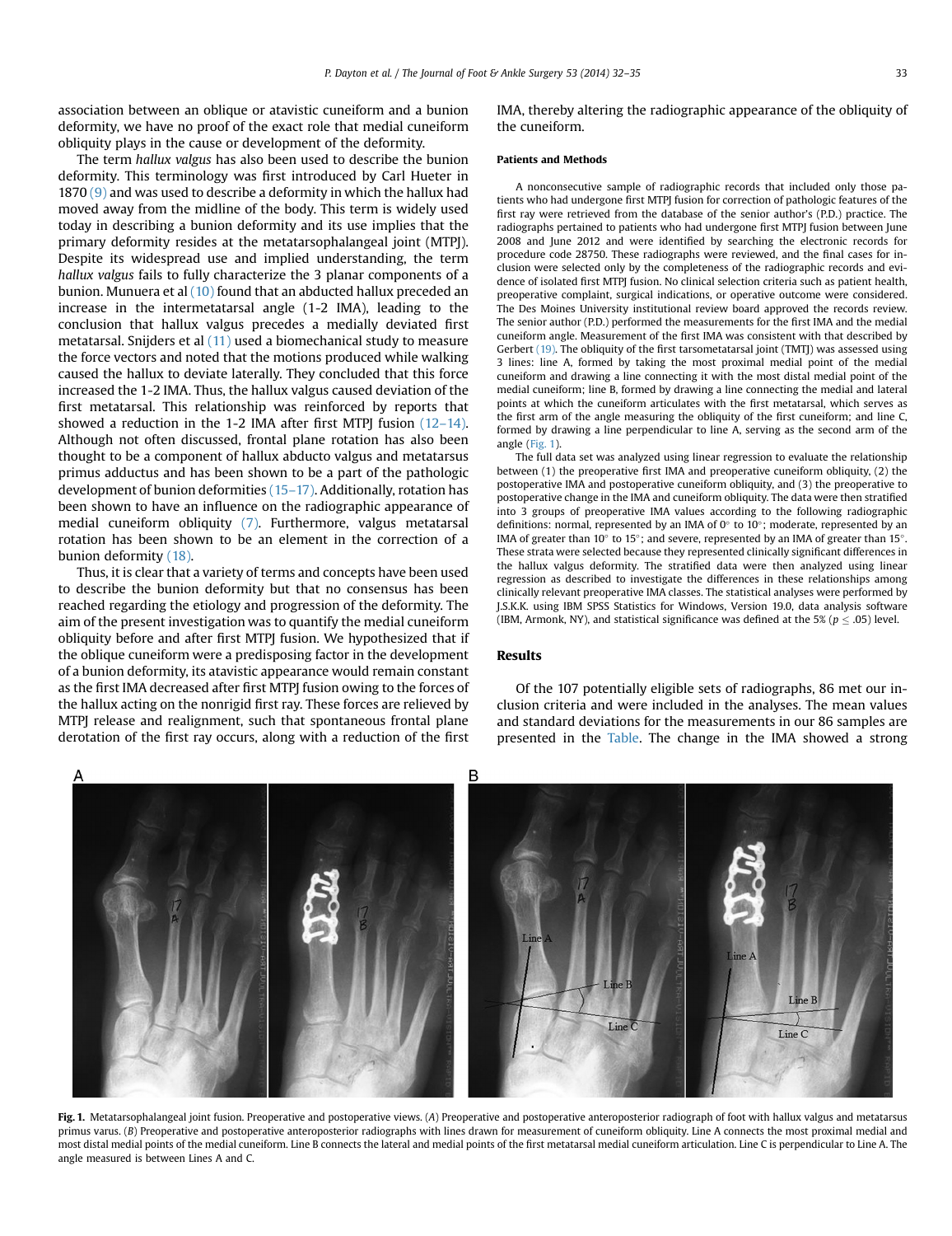association between an oblique or atavistic cuneiform and a bunion deformity, we have no proof of the exact role that medial cuneiform obliquity plays in the cause or development of the deformity.

The term *hallux valgus* has also been used to describe the bunion deformity. This terminology was first introduced by Carl Hueter in 1870 (9) and was used to describe a deformity in which the hallux had moved away from the midline of the body. This term is widely used today in describing a bunion deformity and its use implies that the primary deformity resides at the metatarsophalangeal joint (MTPJ). Despite its widespread use and implied understanding, the term *hallux valgus* fails to fully characterize the 3 planar components of a bunion. Munuera et al (10) found that an abducted hallux preceded an increase in the intermetatarsal angle (1-2 IMA), leading to the conclusion that hallux valgus precedes a medially deviated first metatarsal. Snijders et al (11) used a biomechanical study to measure the force vectors and noted that the motions produced while walking caused the hallux to deviate laterally. They concluded that this force increased the 1-2 IMA. Thus, the hallux valgus caused deviation of the first metatarsal. This relationship was reinforced by reports that showed a reduction in the 1-2 IMA after first MTPJ fusion (12–14). Although not often discussed, frontal plane rotation has also been thought to be a component of hallux abducto valgus and metatarsus primus adductus and has been shown to be a part of the pathologic development of bunion deformities (15–17). Additionally, rotation has been shown to have an influence on the radiographic appearance of medial cuneiform obliquity (7). Furthermore, valgus metatarsal rotation has been shown to be an element in the correction of a bunion deformity (18).

Thus, it is clear that a variety of terms and concepts have been used to describe the bunion deformity but that no consensus has been reached regarding the etiology and progression of the deformity. The aim of the present investigation was to quantify the medial cuneiform obliquity before and after first MTPJ fusion. We hypothesized that if the oblique cuneiform were a predisposing factor in the development of a bunion deformity, its atavistic appearance would remain constant as the first IMA decreased after first MTPJ fusion owing to the forces of the hallux acting on the nonrigid first ray. These forces are relieved by MTPJ release and realignment, such that spontaneous frontal plane derotation of the first ray occurs, along with a reduction of the first IMA, thereby altering the radiographic appearance of the obliquity of the cuneiform.

#### Patients and Methods

A nonconsecutive sample of radiographic records that included only those patients who had undergone first MTPJ fusion for correction of pathologic features of the first ray were retrieved from the database of the senior author's (P.D.) practice. The radiographs pertained to patients who had undergone first MTPJ fusion between June 2008 and June 2012 and were identified by searching the electronic records for procedure code 28750. These radiographs were reviewed, and the final cases for inclusion were selected only by the completeness of the radiographic records and evidence of isolated first MTPJ fusion. No clinical selection criteria such as patient health, preoperative complaint, surgical indications, or operative outcome were considered. The Des Moines University institutional review board approved the records review. The senior author (P.D.) performed the measurements for the first IMA and the medial cuneiform angle. Measurement of the first IMA was consistent with that described by Gerbert (19). The obliquity of the first tarsometatarsal joint (TMTJ) was assessed using 3 lines: line A, formed by taking the most proximal medial point of the medial cuneiform and drawing a line connecting it with the most distal medial point of the medial cuneiform; line B, formed by drawing a line connecting the medial and lateral points at which the cuneiform articulates with the first metatarsal, which serves as the first arm of the angle measuring the obliquity of the first cuneiform; and line C, formed by drawing a line perpendicular to line A, serving as the second arm of the angle (Fig. 1).

The full data set was analyzed using linear regression to evaluate the relationship between (1) the preoperative first IMA and preoperative cuneiform obliquity, (2) the postoperative IMA and postoperative cuneiform obliquity, and (3) the preoperative to postoperative change in the IMA and cuneiform obliquity. The data were then stratified into 3 groups of preoperative IMA values according to the following radiographic definitions: normal, represented by an IMA of 0° to 10°; moderate, represented by an IMA of greater than 10° to 15°; and severe, represented by an IMA of greater than 15°. These strata were selected because they represented clinically significant differences in the hallux valgus deformity. The stratified data were then analyzed using linear regression as described to investigate the differences in these relationships among clinically relevant preoperative IMA classes. The statistical analyses were performed by J.S.K.K. using IBM SPSS Statistics for Windows, Version 19.0, data analysis software (IBM, Armonk, NY), and statistical significance was defined at the 5% ($p \leq .05$) level.

## Results

Of the 107 potentially eligible sets of radiographs, 86 met our inclusion criteria and were included in the analyses. The mean values and standard deviations for the measurements in our 86 samples are presented in the Table. The change in the IMA showed a strong

**Fig. 1.** Metatarsophalangeal joint fusion. Preoperative and postoperative views. (*A*) Preoperative and postoperative anteroposterior radiograph of foot with hallux valgus and metatarsus primus varus. (*B*) Preoperative and postoperative anteroposterior radiographs with lines drawn for measurement of cuneiform obliquity. Line A connects the most proximal medial and most distal medial points of the medial cuneiform. Line B connects the lateral and medial points of the first metatarsal medial cuneiform articulation. Line C is perpendicular to Line A. The angle measured is between Lines A and C.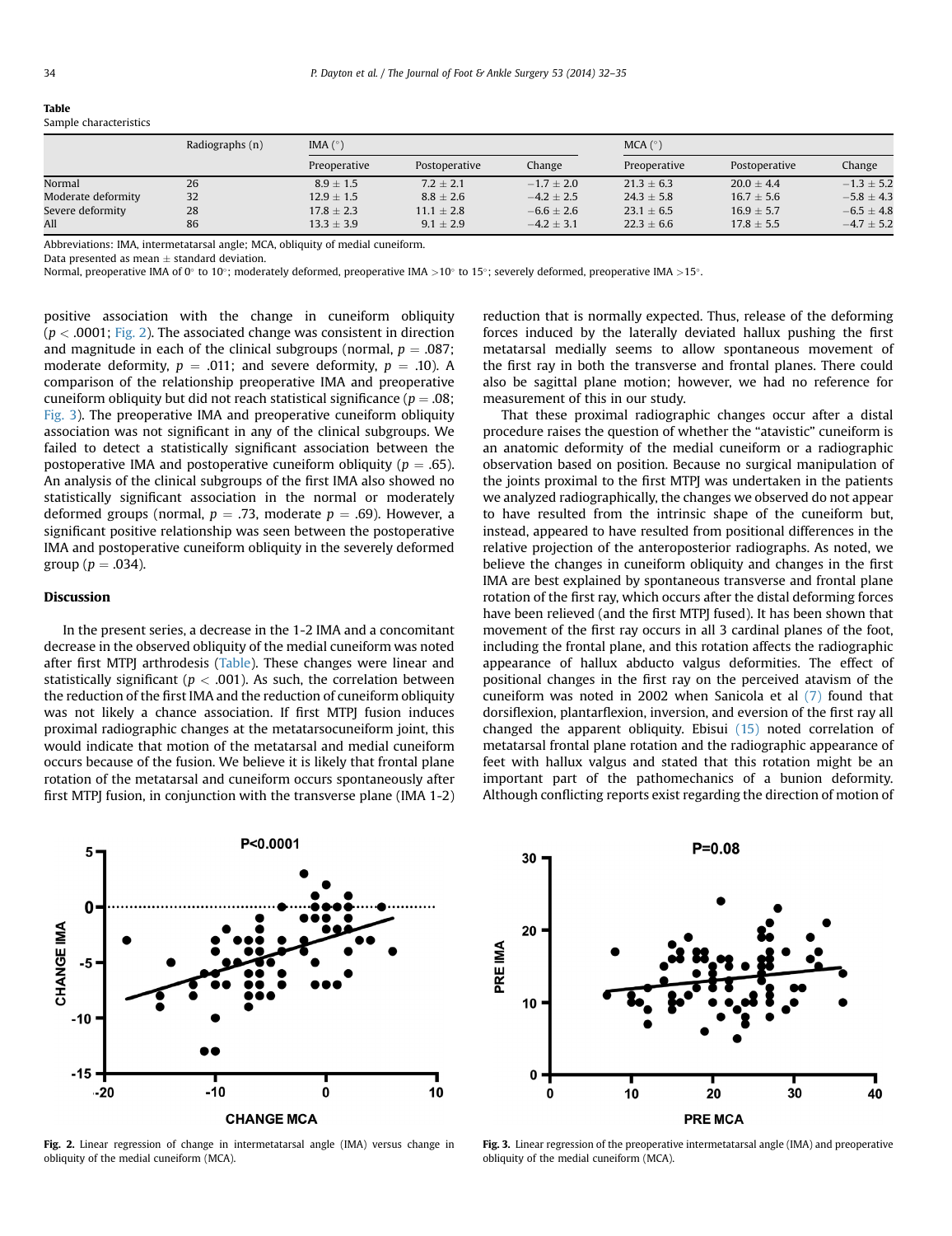**Table**
Sample characteristics

| | Radiographs (n) | IMA (°) | | | MCA (°) | | |
|---|---|---|---|---|---|---|---|
| | | Preoperative | Postoperative | Change | Preoperative | Postoperative | Change |
| Normal | 26 | 8.9 ± 1.5 | 7.2 ± 2.1 | −1.7 ± 2.0 | 21.3 ± 6.3 | 20.0 ± 4.4 | −1.3 ± 5.2 |
| Moderate deformity | 32 | 12.9 ± 1.5 | 8.8 ± 2.6 | −4.2 ± 2.5 | 24.3 ± 5.8 | 16.7 ± 5.6 | −5.8 ± 4.3 |
| Severe deformity | 28 | 17.8 ± 2.3 | 11.1 ± 2.8 | −6.6 ± 2.6 | 23.1 ± 6.5 | 16.9 ± 5.7 | −6.5 ± 4.8 |
| All | 86 | 13.3 ± 3.9 | 9.1 ± 2.9 | −4.2 ± 3.1 | 22.3 ± 6.6 | 17.8 ± 5.5 | −4.7 ± 5.2 |

Abbreviations: IMA, intermetatarsal angle; MCA, obliquity of medial cuneiform.
Data presented as mean ± standard deviation.
Normal, preoperative IMA of 0° to 10°; moderately deformed, preoperative IMA >10° to 15°; severely deformed, preoperative IMA >15°.

positive association with the change in cuneiform obliquity ($p < .0001$; Fig. 2). The associated change was consistent in direction and magnitude in each of the clinical subgroups (normal, $p = .087$; moderate deformity, $p = .011$; and severe deformity, $p = .10$). A comparison of the relationship preoperative IMA and preoperative cuneiform obliquity but did not reach statistical significance ($p = .08$; Fig. 3). The preoperative IMA and preoperative cuneiform obliquity association was not significant in any of the clinical subgroups. We failed to detect a statistically significant association between the postoperative IMA and postoperative cuneiform obliquity ($p = .65$). An analysis of the clinical subgroups of the first IMA also showed no statistically significant association in the normal or moderately deformed groups (normal, $p = .73$, moderate $p = .69$). However, a significant positive relationship was seen between the postoperative IMA and postoperative cuneiform obliquity in the severely deformed group ($p = .034$).

## Discussion

In the present series, a decrease in the 1-2 IMA and a concomitant decrease in the observed obliquity of the medial cuneiform was noted after first MTPJ arthrodesis (Table). These changes were linear and statistically significant ($p < .001$). As such, the correlation between the reduction of the first IMA and the reduction of cuneiform obliquity was not likely a chance association. If first MTPJ fusion induces proximal radiographic changes at the metatarsocuneiform joint, this would indicate that motion of the metatarsal and medial cuneiform occurs because of the fusion. We believe it is likely that frontal plane rotation of the metatarsal and cuneiform occurs spontaneously after first MTPJ fusion, in conjunction with the transverse plane (IMA 1-2) reduction that is normally expected. Thus, release of the deforming forces induced by the laterally deviated hallux pushing the first metatarsal medially seems to allow spontaneous movement of the first ray in both the transverse and frontal planes. There could also be sagittal plane motion; however, we had no reference for measurement of this in our study.

That these proximal radiographic changes occur after a distal procedure raises the question of whether the "atavistic" cuneiform is an anatomic deformity of the medial cuneiform or a radiographic observation based on position. Because no surgical manipulation of the joints proximal to the first MTPJ was undertaken in the patients we analyzed radiographically, the changes we observed do not appear to have resulted from the intrinsic shape of the cuneiform but, instead, appeared to have resulted from positional differences in the relative projection of the anteroposterior radiographs. As noted, we believe the changes in cuneiform obliquity and changes in the first IMA are best explained by spontaneous transverse and frontal plane rotation of the first ray, which occurs after the distal deforming forces have been relieved (and the first MTPJ fused). It has been shown that movement of the first ray occurs in all 3 cardinal planes of the foot, including the frontal plane, and this rotation affects the radiographic appearance of hallux abducto valgus deformities. The effect of positional changes in the first ray on the perceived atavism of the cuneiform was noted in 2002 when Sanicola et al (7) found that dorsiflexion, plantarflexion, inversion, and eversion of the first ray all changed the apparent obliquity. Ebisui (15) noted correlation of metatarsal frontal plane rotation and the radiographic appearance of feet with hallux valgus and stated that this rotation might be an important part of the pathomechanics of a bunion deformity. Although conflicting reports exist regarding the direction of motion of

P<0.0001
CHANGE IMA
CHANGE MCA
5
0
-5
-10
-15
-20
-10
0
10

Fig. 2. Linear regression of change in intermetatarsal angle (IMA) versus change in obliquity of the medial cuneiform (MCA).

P=0.08
PRE IMA
PRE MCA
30
20
10
0
0
10
20
30
40

Fig. 3. Linear regression of the preoperative intermetatarsal angle (IMA) and preoperative obliquity of the medial cuneiform (MCA).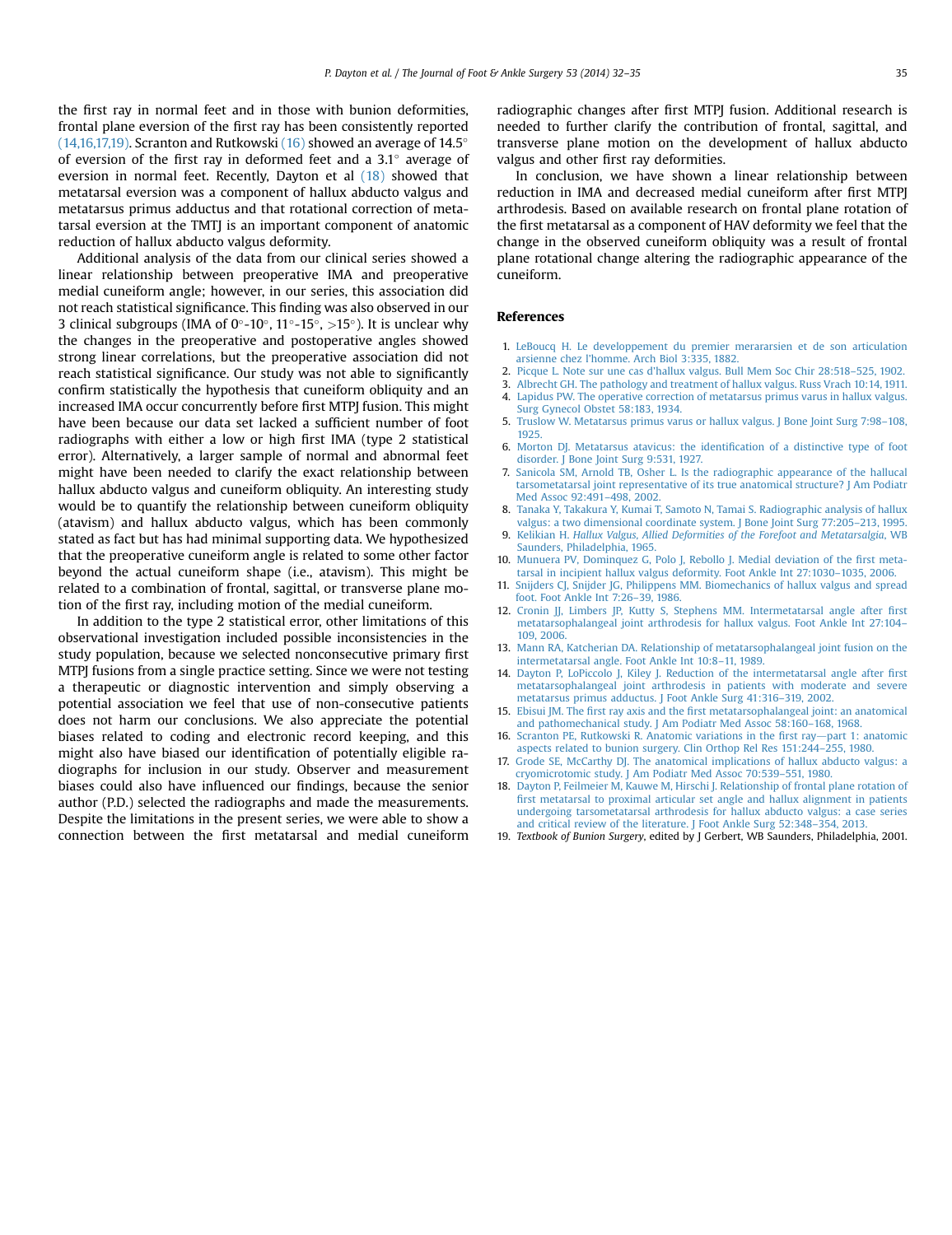the first ray in normal feet and in those with bunion deformities, frontal plane eversion of the first ray has been consistently reported (14,16,17,19). Scranton and Rutkowski (16) showed an average of 14.5° of eversion of the first ray in deformed feet and a 3.1° average of eversion in normal feet. Recently, Dayton et al (18) showed that metatarsal eversion was a component of hallux abducto valgus and metatarsus primus adductus and that rotational correction of metatarsal eversion at the TMTJ is an important component of anatomic reduction of hallux abducto valgus deformity.

Additional analysis of the data from our clinical series showed a linear relationship between preoperative IMA and preoperative medial cuneiform angle; however, in our series, this association did not reach statistical significance. This finding was also observed in our 3 clinical subgroups (IMA of 0°-10°, 11°-15°, >15°). It is unclear why the changes in the preoperative and postoperative angles showed strong linear correlations, but the preoperative association did not reach statistical significance. Our study was not able to significantly confirm statistically the hypothesis that cuneiform obliquity and an increased IMA occur concurrently before first MTPJ fusion. This might have been because our data set lacked a sufficient number of foot radiographs with either a low or high first IMA (type 2 statistical error). Alternatively, a larger sample of normal and abnormal feet might have been needed to clarify the exact relationship between hallux abducto valgus and cuneiform obliquity. An interesting study would be to quantify the relationship between cuneiform obliquity (atavism) and hallux abducto valgus, which has been commonly stated as fact but has had minimal supporting data. We hypothesized that the preoperative cuneiform angle is related to some other factor beyond the actual cuneiform shape (i.e., atavism). This might be related to a combination of frontal, sagittal, or transverse plane motion of the first ray, including motion of the medial cuneiform.

In addition to the type 2 statistical error, other limitations of this observational investigation included possible inconsistencies in the study population, because we selected nonconsecutive primary first MTPJ fusions from a single practice setting. Since we were not testing a therapeutic or diagnostic intervention and simply observing a potential association we feel that use of non-consecutive patients does not harm our conclusions. We also appreciate the potential biases related to coding and electronic record keeping, and this might also have biased our identification of potentially eligible radiographs for inclusion in our study. Observer and measurement biases could also have influenced our findings, because the senior author (P.D.) selected the radiographs and made the measurements. Despite the limitations in the present series, we were able to show a connection between the first metatarsal and medial cuneiform radiographic changes after first MTPJ fusion. Additional research is needed to further clarify the contribution of frontal, sagittal, and transverse plane motion on the development of hallux abducto valgus and other first ray deformities.

In conclusion, we have shown a linear relationship between reduction in IMA and decreased medial cuneiform after first MTPJ arthrodesis. Based on available research on frontal plane rotation of the first metatarsal as a component of HAV deformity we feel that the change in the observed cuneiform obliquity was a result of frontal plane rotational change altering the radiographic appearance of the cuneiform.

## References

1. LeBoucq H. Le developpement du premier merararsien et de son articulation arsienne chez l'homme. Arch Biol 3:335, 1882.
2. Picque L. Note sur une cas d'hallux valgus. Bull Mem Soc Chir 28:518–525, 1902.
3. Albrecht GH. The pathology and treatment of hallux valgus. Russ Vrach 10:14, 1911.
4. Lapidus PW. The operative correction of metatarsus primus varus in hallux valgus. Surg Gynecol Obstet 58:183, 1934.
5. Truslow W. Metatarsus primus varus or hallux valgus. J Bone Joint Surg 7:98–108, 1925.
6. Morton DJ. Metatarsus atavicus: the identification of a distinctive type of foot disorder. J Bone Joint Surg 9:531, 1927.
7. Sanicola SM, Arnold TB, Osher L. Is the radiographic appearance of the hallucal tarsometatarsal joint representative of its true anatomical structure? J Am Podiatr Med Assoc 92:491–498, 2002.
8. Tanaka Y, Takakura Y, Kumai T, Samoto N, Tamai S. Radiographic analysis of hallux valgus: a two dimensional coordinate system. J Bone Joint Surg 77:205–213, 1995.
9. Kelikian H. *Hallux Valgus, Allied Deformities of the Forefoot and Metatarsalgia*, WB Saunders, Philadelphia, 1965.
10. Munuera PV, Dominquez G, Polo J, Rebollo J. Medial deviation of the first metatarsal in incipient hallux valgus deformity. Foot Ankle Int 27:1030–1035, 2006.
11. Snijders CJ, Snijder JG, Philippens MM. Biomechanics of hallux valgus and spread foot. Foot Ankle Int 7:26–39, 1986.
12. Cronin JJ, Limbers JP, Kutty S, Stephens MM. Intermetatarsal angle after first metatarsophalangeal joint arthrodesis for hallux valgus. Foot Ankle Int 27:104–109, 2006.
13. Mann RA, Katcherian DA. Relationship of metatarsophalangeal joint fusion on the intermetatarsal angle. Foot Ankle Int 10:8–11, 1989.
14. Dayton P, LoPiccolo J, Kiley J. Reduction of the intermetatarsal angle after first metatarsophalangeal joint arthrodesis in patients with moderate and severe metatarsus primus adductus. J Foot Ankle Surg 41:316–319, 2002.
15. Ebisui JM. The first ray axis and the first metatarsophalangeal joint: an anatomical and pathomechanical study. J Am Podiatr Med Assoc 58:160–168, 1968.
16. Scranton PE, Rutkowski R. Anatomic variations in the first ray—part 1: anatomic aspects related to bunion surgery. Clin Orthop Rel Res 151:244–255, 1980.
17. Grode SE, McCarthy DJ. The anatomical implications of hallux abducto valgus: a cryomicrotomic study. J Am Podiatr Med Assoc 70:539–551, 1980.
18. Dayton P, Feilmeier M, Kauwe M, Hirschi J. Relationship of frontal plane rotation of first metatarsal to proximal articular set angle and hallux alignment in patients undergoing tarsometatarsal arthrodesis for hallux abducto valgus: a case series and critical review of the literature. J Foot Ankle Surg 52:348–354, 2013.
19. *Textbook of Bunion Surgery*, edited by J Gerbert, WB Saunders, Philadelphia, 2001.